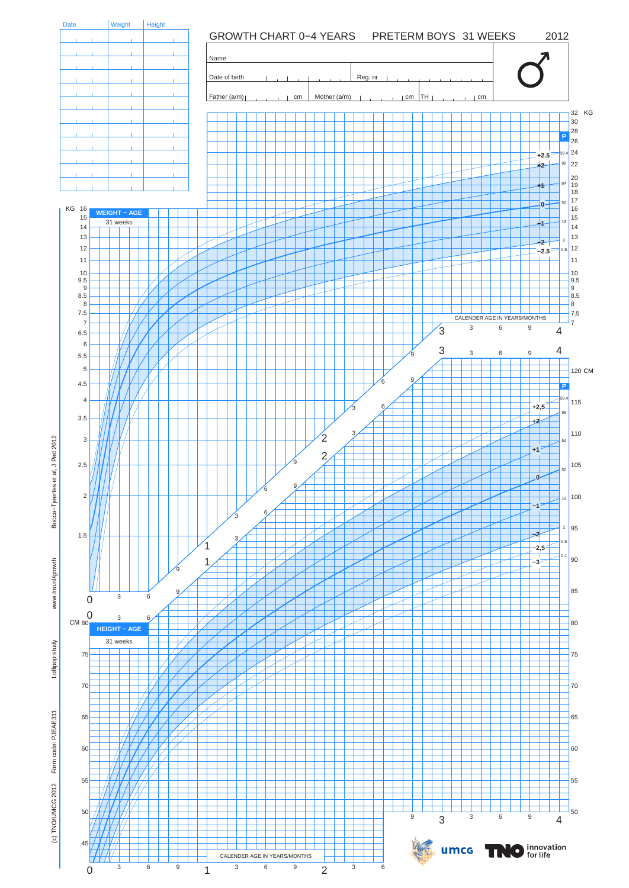# GROWTH CHART 0–4 YEARS PRETERM BOYS 31 WEEKS 2012

| Date | Weight | Height |
|---|---|---|
| | | |
| | | |
| | | |
| | | |
| | | |
| | | |
| | | |
| | | |
| | | |
| | | |
| | | |
| | | |

Name

Date of birth Reg. nr

Father (a/m) cm Mother (a/m) cm TH cm

♂

**WEIGHT – AGE**

31 weeks

KG

**HEIGHT – AGE**

31 weeks

CM

CALENDER AGE IN YEARS/MONTHS

P

+2.5, +2, +1, 0, −1, −2, −2.5

+2,5, +2, +1, 0, −1, −2, −2,5, −3

Bocca-Tjeertes et al, J Ped 2012

www.tno.nl/growth

Lollipop study

Form code: PJEAE311

(c) TNO/UMCG 2012

umcg

TNO innovation for life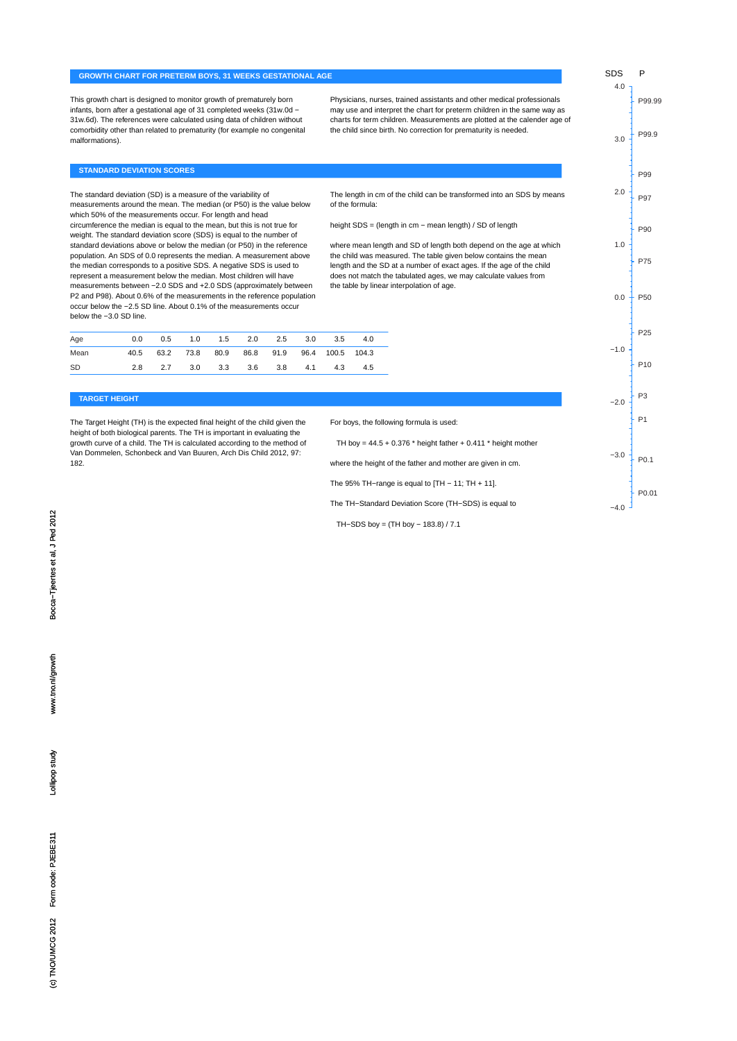## GROWTH CHART FOR PRETERM BOYS, 31 WEEKS GESTATIONAL AGE

This growth chart is designed to monitor growth of prematurely born infants, born after a gestational age of 31 completed weeks (31w.0d − 31w.6d). The references were calculated using data of children without comorbidity other than related to prematurity (for example no congenital malformations).

Physicians, nurses, trained assistants and other medical professionals may use and interpret the chart for preterm children in the same way as charts for term children. Measurements are plotted at the calender age of the child since birth. No correction for prematurity is needed.

## STANDARD DEVIATION SCORES

The standard deviation (SD) is a measure of the variability of measurements around the mean. The median (or P50) is the value below which 50% of the measurements occur. For length and head circumference the median is equal to the mean, but this is not true for weight. The standard deviation score (SDS) is equal to the number of standard deviations above or below the median (or P50) in the reference population. An SDS of 0.0 represents the median. A measurement above the median corresponds to a positive SDS. A negative SDS is used to represent a measurement below the median. Most children will have measurements between −2.0 SDS and +2.0 SDS (approximately between P2 and P98). About 0.6% of the measurements in the reference population occur below the −2.5 SD line. About 0.1% of the measurements occur below the −3.0 SD line.

| Age | 0.0 | 0.5 | 1.0 | 1.5 | 2.0 | 2.5 | 3.0 | 3.5 | 4.0 |
|---|---|---|---|---|---|---|---|---|---|
| Mean | 40.5 | 63.2 | 73.8 | 80.9 | 86.8 | 91.9 | 96.4 | 100.5 | 104.3 |
| SD | 2.8 | 2.7 | 3.0 | 3.3 | 3.6 | 3.8 | 4.1 | 4.3 | 4.5 |

The length in cm of the child can be transformed into an SDS by means of the formula:

height SDS = (length in cm − mean length) / SD of length

where mean length and SD of length both depend on the age at which the child was measured. The table given below contains the mean length and the SD at a number of exact ages. If the age of the child does not match the tabulated ages, we may calculate values from the table by linear interpolation of age.

## TARGET HEIGHT

The Target Height (TH) is the expected final height of the child given the height of both biological parents. The TH is important in evaluating the growth curve of a child. The TH is calculated according to the method of Van Dommelen, Schonbeck and Van Buuren, Arch Dis Child 2012, 97: 182.

For boys, the following formula is used:

TH boy = 44.5 + 0.376 * height father + 0.411 * height mother

where the height of the father and mother are given in cm.

The 95% TH−range is equal to [TH − 11; TH + 11].

The TH−Standard Deviation Score (TH−SDS) is equal to

TH−SDS boy = (TH boy − 183.8) / 7.1

SDS P

4.0
P99.99
3.0
P99.9
P99
2.0
P97
P90
1.0
P75
0.0
P50
P25
−1.0
P10
−2.0
P3
P1
−3.0
P0.1
P0.01
−4.0

(c) TNO/UMCG 2012 Form code: PJEBE311 Lollipop study www.tno.nl/growth Bocca−Tjeertes et al, J Ped 2012